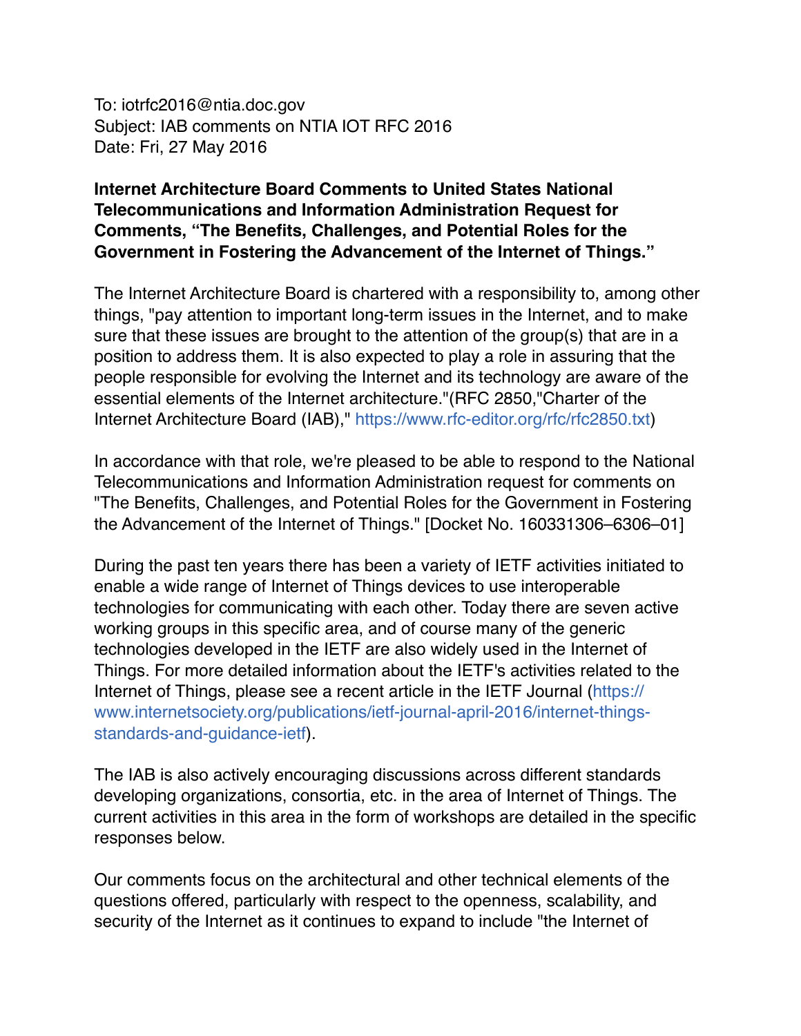To: iotrfc2016@ntia.doc.gov
Subject: IAB comments on NTIA IOT RFC 2016
Date: Fri, 27 May 2016

**Internet Architecture Board Comments to United States National Telecommunications and Information Administration Request for Comments, "The Benefits, Challenges, and Potential Roles for the Government in Fostering the Advancement of the Internet of Things."**

The Internet Architecture Board is chartered with a responsibility to, among other things, "pay attention to important long-term issues in the Internet, and to make sure that these issues are brought to the attention of the group(s) that are in a position to address them. It is also expected to play a role in assuring that the people responsible for evolving the Internet and its technology are aware of the essential elements of the Internet architecture."(RFC 2850,"Charter of the Internet Architecture Board (IAB)," https://www.rfc-editor.org/rfc/rfc2850.txt)

In accordance with that role, we're pleased to be able to respond to the National Telecommunications and Information Administration request for comments on "The Benefits, Challenges, and Potential Roles for the Government in Fostering the Advancement of the Internet of Things." [Docket No. 160331306–6306–01]

During the past ten years there has been a variety of IETF activities initiated to enable a wide range of Internet of Things devices to use interoperable technologies for communicating with each other. Today there are seven active working groups in this specific area, and of course many of the generic technologies developed in the IETF are also widely used in the Internet of Things. For more detailed information about the IETF's activities related to the Internet of Things, please see a recent article in the IETF Journal (https://www.internetsociety.org/publications/ietf-journal-april-2016/internet-things-standards-and-guidance-ietf).

The IAB is also actively encouraging discussions across different standards developing organizations, consortia, etc. in the area of Internet of Things. The current activities in this area in the form of workshops are detailed in the specific responses below.

Our comments focus on the architectural and other technical elements of the questions offered, particularly with respect to the openness, scalability, and security of the Internet as it continues to expand to include "the Internet of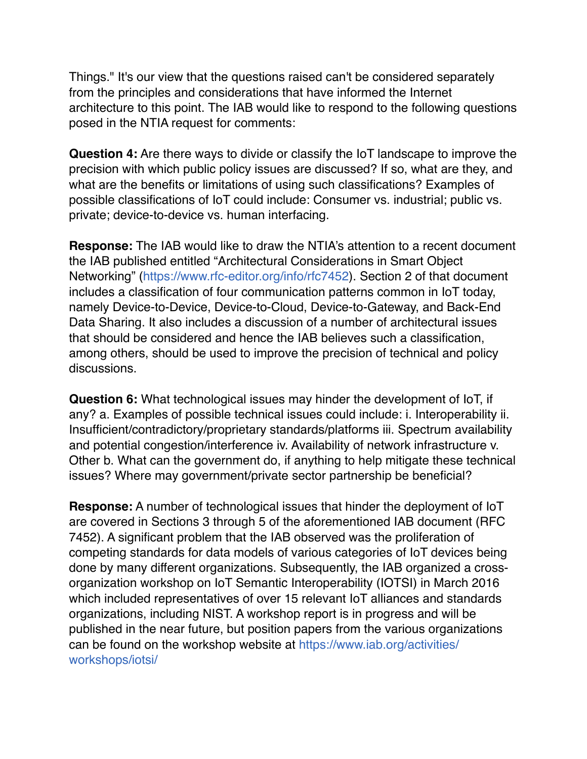Things." It's our view that the questions raised can't be considered separately from the principles and considerations that have informed the Internet architecture to this point. The IAB would like to respond to the following questions posed in the NTIA request for comments:

**Question 4:** Are there ways to divide or classify the IoT landscape to improve the precision with which public policy issues are discussed? If so, what are they, and what are the benefits or limitations of using such classifications? Examples of possible classifications of IoT could include: Consumer vs. industrial; public vs. private; device-to-device vs. human interfacing.

**Response:** The IAB would like to draw the NTIA's attention to a recent document the IAB published entitled "Architectural Considerations in Smart Object Networking" (https://www.rfc-editor.org/info/rfc7452). Section 2 of that document includes a classification of four communication patterns common in IoT today, namely Device-to-Device, Device-to-Cloud, Device-to-Gateway, and Back-End Data Sharing. It also includes a discussion of a number of architectural issues that should be considered and hence the IAB believes such a classification, among others, should be used to improve the precision of technical and policy discussions.

**Question 6:** What technological issues may hinder the development of IoT, if any? a. Examples of possible technical issues could include: i. Interoperability ii. Insufficient/contradictory/proprietary standards/platforms iii. Spectrum availability and potential congestion/interference iv. Availability of network infrastructure v. Other b. What can the government do, if anything to help mitigate these technical issues? Where may government/private sector partnership be beneficial?

**Response:** A number of technological issues that hinder the deployment of IoT are covered in Sections 3 through 5 of the aforementioned IAB document (RFC 7452). A significant problem that the IAB observed was the proliferation of competing standards for data models of various categories of IoT devices being done by many different organizations. Subsequently, the IAB organized a cross-organization workshop on IoT Semantic Interoperability (IOTSI) in March 2016 which included representatives of over 15 relevant IoT alliances and standards organizations, including NIST. A workshop report is in progress and will be published in the near future, but position papers from the various organizations can be found on the workshop website at https://www.iab.org/activities/workshops/iotsi/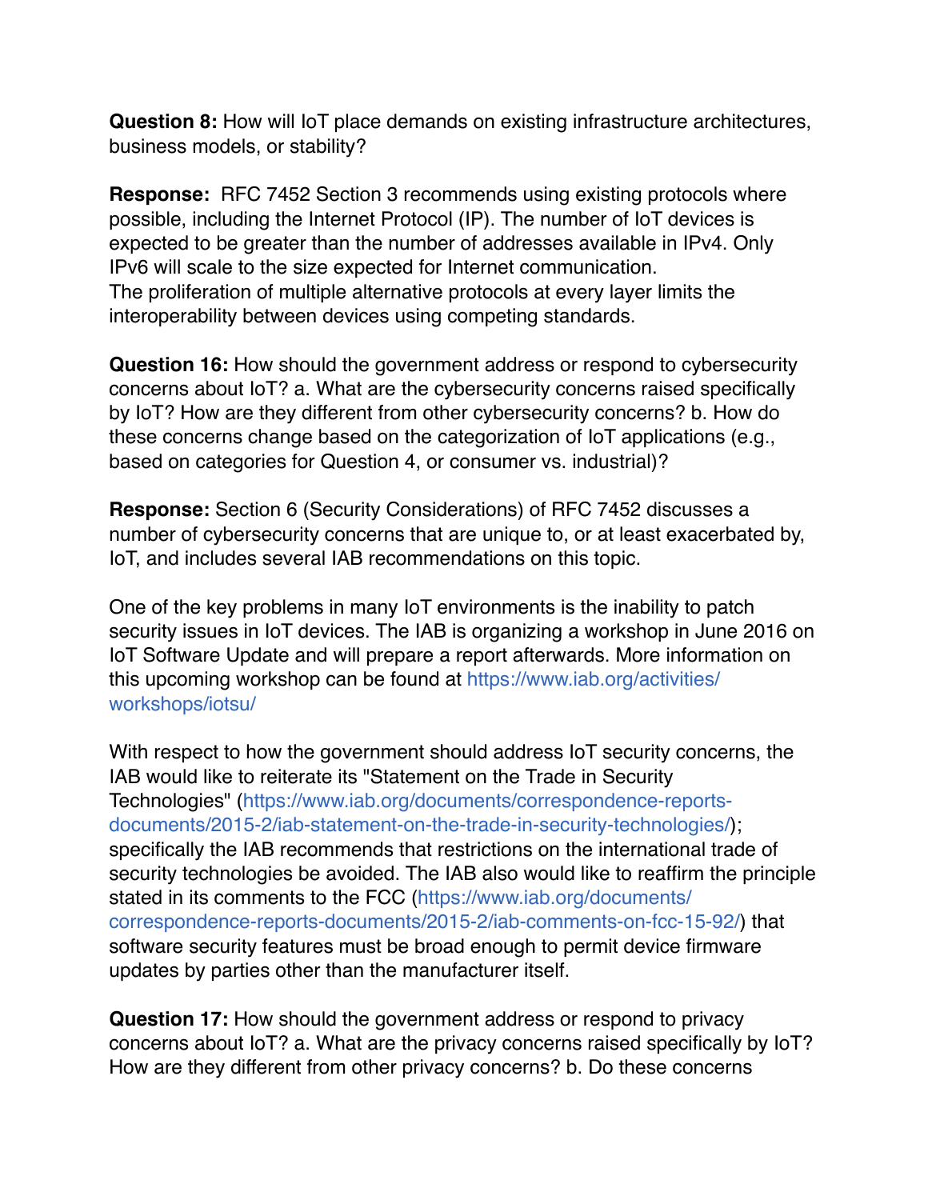**Question 8:** How will IoT place demands on existing infrastructure architectures, business models, or stability?

**Response:** RFC 7452 Section 3 recommends using existing protocols where possible, including the Internet Protocol (IP). The number of IoT devices is expected to be greater than the number of addresses available in IPv4. Only IPv6 will scale to the size expected for Internet communication.
The proliferation of multiple alternative protocols at every layer limits the interoperability between devices using competing standards.

**Question 16:** How should the government address or respond to cybersecurity concerns about IoT? a. What are the cybersecurity concerns raised specifically by IoT? How are they different from other cybersecurity concerns? b. How do these concerns change based on the categorization of IoT applications (e.g., based on categories for Question 4, or consumer vs. industrial)?

**Response:** Section 6 (Security Considerations) of RFC 7452 discusses a number of cybersecurity concerns that are unique to, or at least exacerbated by, IoT, and includes several IAB recommendations on this topic.

One of the key problems in many IoT environments is the inability to patch security issues in IoT devices. The IAB is organizing a workshop in June 2016 on IoT Software Update and will prepare a report afterwards. More information on this upcoming workshop can be found at https://www.iab.org/activities/workshops/iotsu/

With respect to how the government should address IoT security concerns, the IAB would like to reiterate its "Statement on the Trade in Security Technologies" (https://www.iab.org/documents/correspondence-reports-documents/2015-2/iab-statement-on-the-trade-in-security-technologies/); specifically the IAB recommends that restrictions on the international trade of security technologies be avoided. The IAB also would like to reaffirm the principle stated in its comments to the FCC (https://www.iab.org/documents/correspondence-reports-documents/2015-2/iab-comments-on-fcc-15-92/) that software security features must be broad enough to permit device firmware updates by parties other than the manufacturer itself.

**Question 17:** How should the government address or respond to privacy concerns about IoT? a. What are the privacy concerns raised specifically by IoT? How are they different from other privacy concerns? b. Do these concerns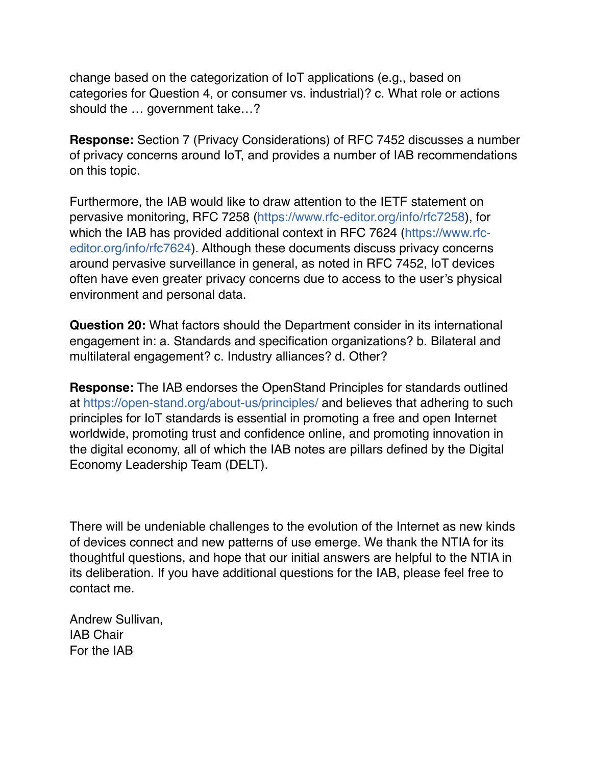change based on the categorization of IoT applications (e.g., based on categories for Question 4, or consumer vs. industrial)? c. What role or actions should the … government take…?

**Response:** Section 7 (Privacy Considerations) of RFC 7452 discusses a number of privacy concerns around IoT, and provides a number of IAB recommendations on this topic.

Furthermore, the IAB would like to draw attention to the IETF statement on pervasive monitoring, RFC 7258 (https://www.rfc-editor.org/info/rfc7258), for which the IAB has provided additional context in RFC 7624 (https://www.rfc-editor.org/info/rfc7624). Although these documents discuss privacy concerns around pervasive surveillance in general, as noted in RFC 7452, IoT devices often have even greater privacy concerns due to access to the user's physical environment and personal data.

**Question 20:** What factors should the Department consider in its international engagement in: a. Standards and specification organizations? b. Bilateral and multilateral engagement? c. Industry alliances? d. Other?

**Response:** The IAB endorses the OpenStand Principles for standards outlined at https://open-stand.org/about-us/principles/ and believes that adhering to such principles for IoT standards is essential in promoting a free and open Internet worldwide, promoting trust and confidence online, and promoting innovation in the digital economy, all of which the IAB notes are pillars defined by the Digital Economy Leadership Team (DELT).

There will be undeniable challenges to the evolution of the Internet as new kinds of devices connect and new patterns of use emerge. We thank the NTIA for its thoughtful questions, and hope that our initial answers are helpful to the NTIA in its deliberation. If you have additional questions for the IAB, please feel free to contact me.

Andrew Sullivan,  
IAB Chair  
For the IAB